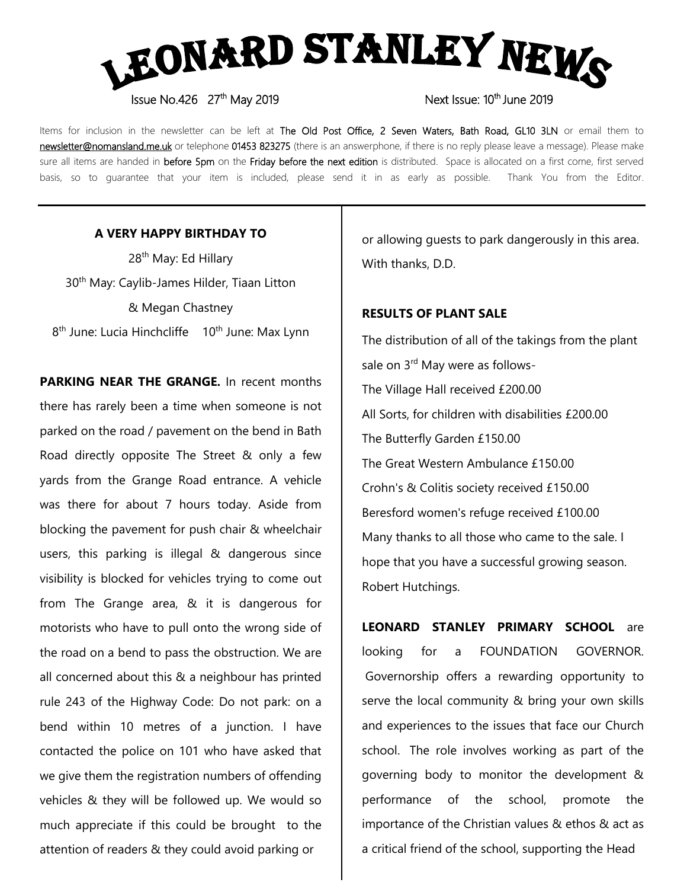# LEONARD STANLEY NEWS

Issue No.426 27th May 2019 Next Issue: 10th June 2019

Items for inclusion in the newsletter can be left at The Old Post Office, 2 Seven Waters, Bath Road, GL10 3LN or email them to newsletter@nomansland.me.uk or telephone 01453 823275 (there is an answerphone, if there is no reply please leave a message). Please make sure all items are handed in before 5pm on the Friday before the next edition is distributed. Space is allocated on a first come, first served basis, so to guarantee that your item is included, please send it in as early as possible. Thank You from the Editor.

**A VERY HAPPY BIRTHDAY TO**

28th May: Ed Hillary

30th May: Caylib-James Hilder, Tiaan Litton & Megan Chastney

8th June: Lucia Hinchcliffe 10th June: Max Lynn

**PARKING NEAR THE GRANGE.** In recent months there has rarely been a time when someone is not parked on the road / pavement on the bend in Bath Road directly opposite The Street & only a few yards from the Grange Road entrance. A vehicle was there for about 7 hours today. Aside from blocking the pavement for push chair & wheelchair users, this parking is illegal & dangerous since visibility is blocked for vehicles trying to come out from The Grange area, & it is dangerous for motorists who have to pull onto the wrong side of the road on a bend to pass the obstruction. We are all concerned about this & a neighbour has printed rule 243 of the Highway Code: Do not park: on a bend within 10 metres of a junction. I have contacted the police on 101 who have asked that we give them the registration numbers of offending vehicles & they will be followed up. We would so much appreciate if this could be brought to the attention of readers & they could avoid parking or or allowing guests to park dangerously in this area. With thanks, D.D.

**RESULTS OF PLANT SALE**

The distribution of all of the takings from the plant sale on 3rd May were as follows-

The Village Hall received £200.00

All Sorts, for children with disabilities £200.00

The Butterfly Garden £150.00

The Great Western Ambulance £150.00

Crohn's & Colitis society received £150.00

Beresford women's refuge received £100.00

Many thanks to all those who came to the sale. I hope that you have a successful growing season. Robert Hutchings.

**LEONARD STANLEY PRIMARY SCHOOL** are looking for a FOUNDATION GOVERNOR. Governorship offers a rewarding opportunity to serve the local community & bring your own skills and experiences to the issues that face our Church school. The role involves working as part of the governing body to monitor the development & performance of the school, promote the importance of the Christian values & ethos & act as a critical friend of the school, supporting the Head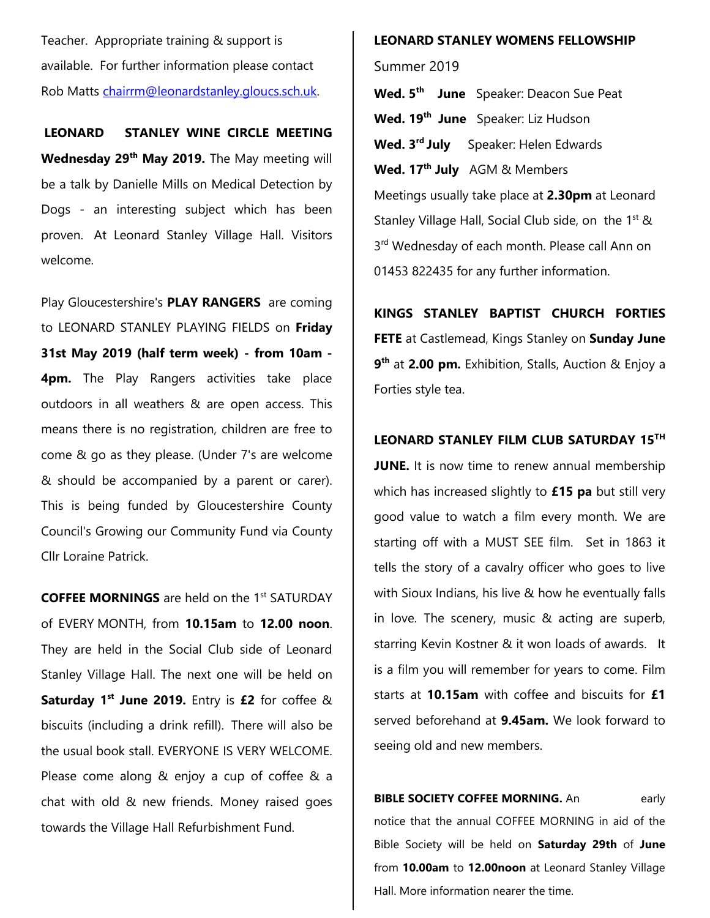Teacher. Appropriate training & support is available. For further information please contact Rob Matts chairrm@leonardstanley.gloucs.sch.uk.

**LEONARD STANLEY WINE CIRCLE MEETING Wednesday 29th May 2019.** The May meeting will be a talk by Danielle Mills on Medical Detection by Dogs - an interesting subject which has been proven. At Leonard Stanley Village Hall. Visitors welcome.

Play Gloucestershire's **PLAY RANGERS** are coming to LEONARD STANLEY PLAYING FIELDS on **Friday 31st May 2019 (half term week) - from 10am - 4pm.** The Play Rangers activities take place outdoors in all weathers & are open access. This means there is no registration, children are free to come & go as they please. (Under 7's are welcome & should be accompanied by a parent or carer). This is being funded by Gloucestershire County Council's Growing our Community Fund via County Cllr Loraine Patrick.

**COFFEE MORNINGS** are held on the 1st SATURDAY of EVERY MONTH, from **10.15am** to **12.00 noon**. They are held in the Social Club side of Leonard Stanley Village Hall. The next one will be held on **Saturday 1st June 2019.** Entry is **£2** for coffee & biscuits (including a drink refill). There will also be the usual book stall. EVERYONE IS VERY WELCOME. Please come along & enjoy a cup of coffee & a chat with old & new friends. Money raised goes towards the Village Hall Refurbishment Fund.

**LEONARD STANLEY WOMENS FELLOWSHIP**

Summer 2019

**Wed. 5th June** Speaker: Deacon Sue Peat

**Wed. 19th June** Speaker: Liz Hudson

**Wed. 3rd July** Speaker: Helen Edwards

**Wed. 17th July** AGM & Members

Meetings usually take place at **2.30pm** at Leonard Stanley Village Hall, Social Club side, on the 1st & 3rd Wednesday of each month. Please call Ann on 01453 822435 for any further information.

**KINGS STANLEY BAPTIST CHURCH FORTIES FETE** at Castlemead, Kings Stanley on **Sunday June 9th** at **2.00 pm.** Exhibition, Stalls, Auction & Enjoy a Forties style tea.

**LEONARD STANLEY FILM CLUB SATURDAY 15TH JUNE.** It is now time to renew annual membership which has increased slightly to **£15 pa** but still very good value to watch a film every month. We are starting off with a MUST SEE film. Set in 1863 it tells the story of a cavalry officer who goes to live with Sioux Indians, his live & how he eventually falls in love. The scenery, music & acting are superb, starring Kevin Kostner & it won loads of awards. It is a film you will remember for years to come. Film starts at **10.15am** with coffee and biscuits for **£1** served beforehand at **9.45am.** We look forward to seeing old and new members.

**BIBLE SOCIETY COFFEE MORNING.** An early notice that the annual COFFEE MORNING in aid of the Bible Society will be held on **Saturday 29th** of **June** from **10.00am** to **12.00noon** at Leonard Stanley Village Hall. More information nearer the time.